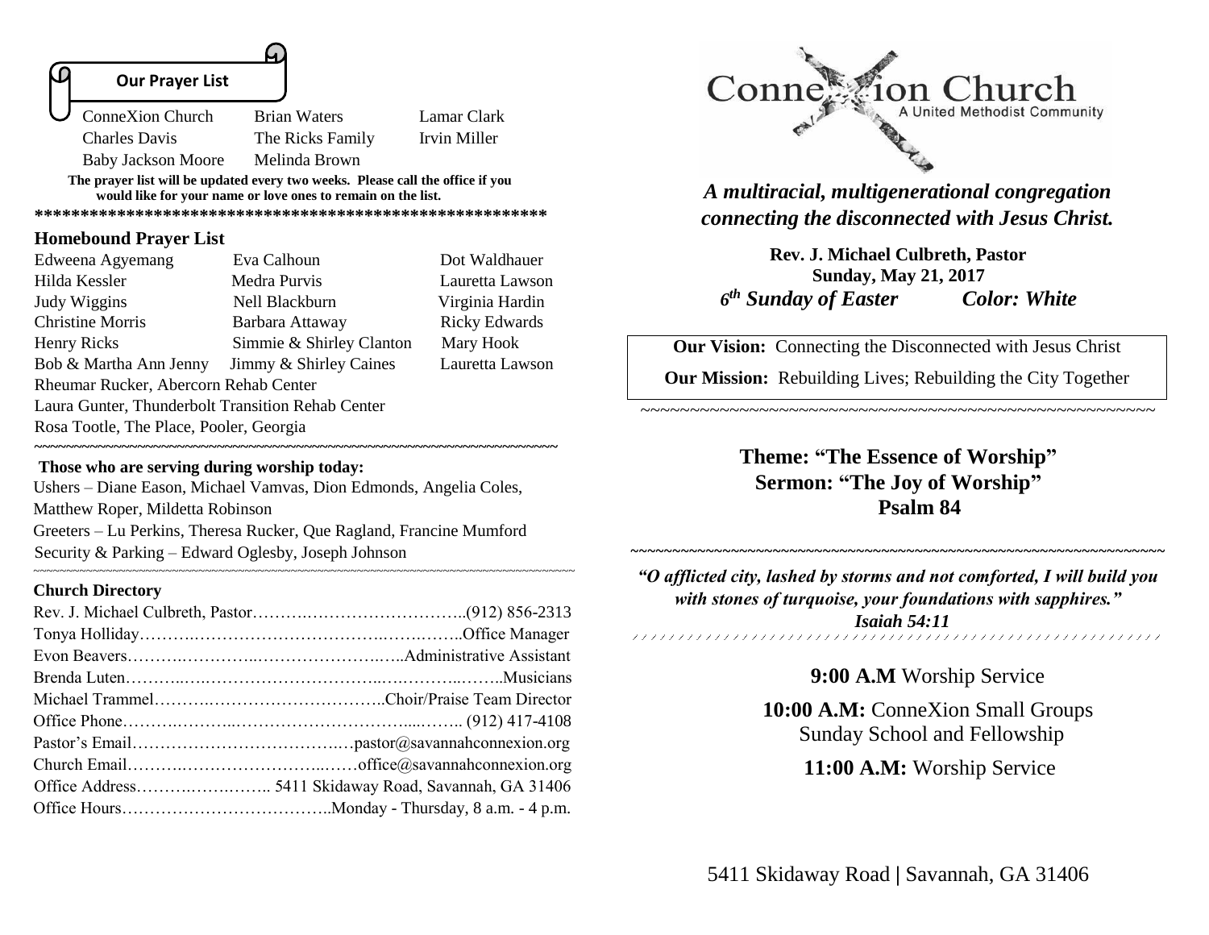## Our Prayer List

| | | |
|---|---|---|
| ConneXion Church | Brian Waters | Lamar Clark |
| Charles Davis | The Ricks Family | Irvin Miller |
| Baby Jackson Moore | Melinda Brown | |

**The prayer list will be updated every two weeks. Please call the office if you would like for your name or love ones to remain on the list.**

**\*\*\*\*\*\*\*\*\*\*\*\*\*\*\*\*\*\*\*\*\*\*\*\*\*\*\*\*\*\*\*\*\*\*\*\*\*\*\*\*\*\*\*\*\*\*\*\*\*\*\*\*\*\*\*\*\*\*\***

### Homebound Prayer List

| | | |
|---|---|---|
| Edweena Agyemang | Eva Calhoun | Dot Waldhauer |
| Hilda Kessler | Medra Purvis | Lauretta Lawson |
| Judy Wiggins | Nell Blackburn | Virginia Hardin |
| Christine Morris | Barbara Attaway | Ricky Edwards |
| Henry Ricks | Simmie & Shirley Clanton | Mary Hook |
| Bob & Martha Ann Jenny | Jimmy & Shirley Caines | Lauretta Lawson |

Rheumar Rucker, Abercorn Rehab Center
Laura Gunter, Thunderbolt Transition Rehab Center
Rosa Tootle, The Place, Pooler, Georgia

~~~~~~~~~~~~~~~~~~~~~~~~~~~~~~~~~~~~~~~~~~~~~~~~~~~~~~~~~~~~~~~~

**Those who are serving during worship today:**

Ushers – Diane Eason, Michael Vamvas, Dion Edmonds, Angelia Coles, Matthew Roper, Mildetta Robinson
Greeters – Lu Perkins, Theresa Rucker, Que Ragland, Francine Mumford
Security & Parking – Edward Oglesby, Joseph Johnson

### Church Directory

Rev. J. Michael Culbreth, Pastor……….……………………..(912) 856-2313
Tonya Holliday……….……………………………….…….……..Office Manager
Evon Beavers……….………..……………………..…..Administrative Assistant
Brenda Luten………..….……………………….…….……..……..Musicians
Michael Trammel……….………………………..Choir/Praise Team Director
Office Phone……….………..…………………….....…….. (912) 417-4108
Pastor's Email………………………………….…pastor@savannahconnexion.org
Church Email……….……………………..……office@savannahconnexion.org
Office Address……….……..…….. 5411 Skidaway Road, Savannah, GA 31406
Office Hours………………………………..Monday - Thursday, 8 a.m. - 4 p.m.

# ConneXion Church
A United Methodist Community

***A multiracial, multigenerational congregation connecting the disconnected with Jesus Christ.***

**Rev. J. Michael Culbreth, Pastor**
**Sunday, May 21, 2017**
***6th Sunday of Easter*** ***Color: White***

**Our Vision:** Connecting the Disconnected with Jesus Christ

**Our Mission:** Rebuilding Lives; Rebuilding the City Together

## Theme: "The Essence of Worship"
## Sermon: "The Joy of Worship"
## Psalm 84

***"O afflicted city, lashed by storms and not comforted, I will build you with stones of turquoise, your foundations with sapphires."***
***Isaiah 54:11***

**9:00 A.M** Worship Service

**10:00 A.M:** ConneXion Small Groups
Sunday School and Fellowship

**11:00 A.M:** Worship Service

5411 Skidaway Road | Savannah, GA 31406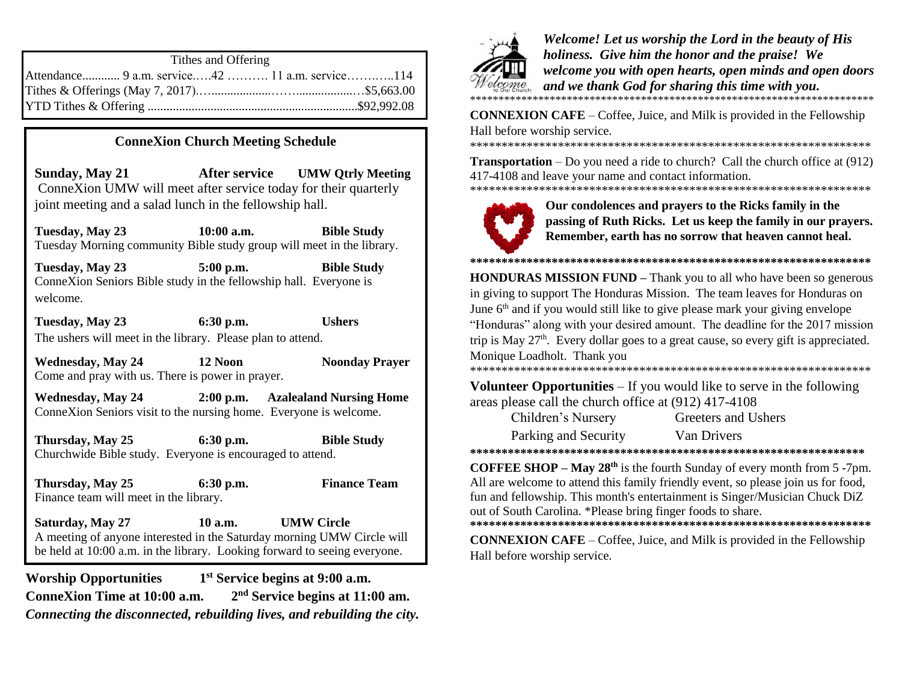**Tithes and Offering**

Attendance............ 9 a.m. service.….42 ………. 11 a.m. service………..114

Tithes & Offerings (May 7, 2017).…..................…….....................…$5,663.00

YTD Tithes & Offering ...................................................................$92,992.08

## ConneXion Church Meeting Schedule

**Sunday, May 21** **After service** **UMW Qtrly Meeting**
ConneXion UMW will meet after service today for their quarterly joint meeting and a salad lunch in the fellowship hall.

**Tuesday, May 23** **10:00 a.m.** **Bible Study**
Tuesday Morning community Bible study group will meet in the library.

**Tuesday, May 23** **5:00 p.m.** **Bible Study**
ConneXion Seniors Bible study in the fellowship hall. Everyone is welcome.

**Tuesday, May 23** **6:30 p.m.** **Ushers**
The ushers will meet in the library. Please plan to attend.

**Wednesday, May 24** **12 Noon** **Noonday Prayer**
Come and pray with us. There is power in prayer.

**Wednesday, May 24** **2:00 p.m.** **Azalealand Nursing Home**
ConneXion Seniors visit to the nursing home. Everyone is welcome.

**Thursday, May 25** **6:30 p.m.** **Bible Study**
Churchwide Bible study. Everyone is encouraged to attend.

**Thursday, May 25** **6:30 p.m.** **Finance Team**
Finance team will meet in the library.

**Saturday, May 27** **10 a.m.** **UMW Circle**
A meeting of anyone interested in the Saturday morning UMW Circle will be held at 10:00 a.m. in the library. Looking forward to seeing everyone.

**Worship Opportunities** **1st Service begins at 9:00 a.m.**
**ConneXion Time at 10:00 a.m.** **2nd Service begins at 11:00 am.**
***Connecting the disconnected, rebuilding lives, and rebuilding the city.***

***Welcome! Let us worship the Lord in the beauty of His holiness. Give him the honor and the praise! We welcome you with open hearts, open minds and open doors and we thank God for sharing this time with you.***

**CONNEXION CAFE** – Coffee, Juice, and Milk is provided in the Fellowship Hall before worship service.

**Transportation** – Do you need a ride to church? Call the church office at (912) 417-4108 and leave your name and contact information.

**Our condolences and prayers to the Ricks family in the passing of Ruth Ricks. Let us keep the family in our prayers. Remember, earth has no sorrow that heaven cannot heal.**

**HONDURAS MISSION FUND –** Thank you to all who have been so generous in giving to support The Honduras Mission. The team leaves for Honduras on June 6th and if you would still like to give please mark your giving envelope "Honduras" along with your desired amount. The deadline for the 2017 mission trip is May 27th. Every dollar goes to a great cause, so every gift is appreciated. Monique Loadholt. Thank you

**Volunteer Opportunities** – If you would like to serve in the following areas please call the church office at (912) 417-4108

- Children's Nursery
- Greeters and Ushers
- Parking and Security
- Van Drivers

**COFFEE SHOP – May 28th** is the fourth Sunday of every month from 5 -7pm. All are welcome to attend this family friendly event, so please join us for food, fun and fellowship. This month's entertainment is Singer/Musician Chuck DiZ out of South Carolina. *Please bring finger foods to share.

**CONNEXION CAFE** – Coffee, Juice, and Milk is provided in the Fellowship Hall before worship service.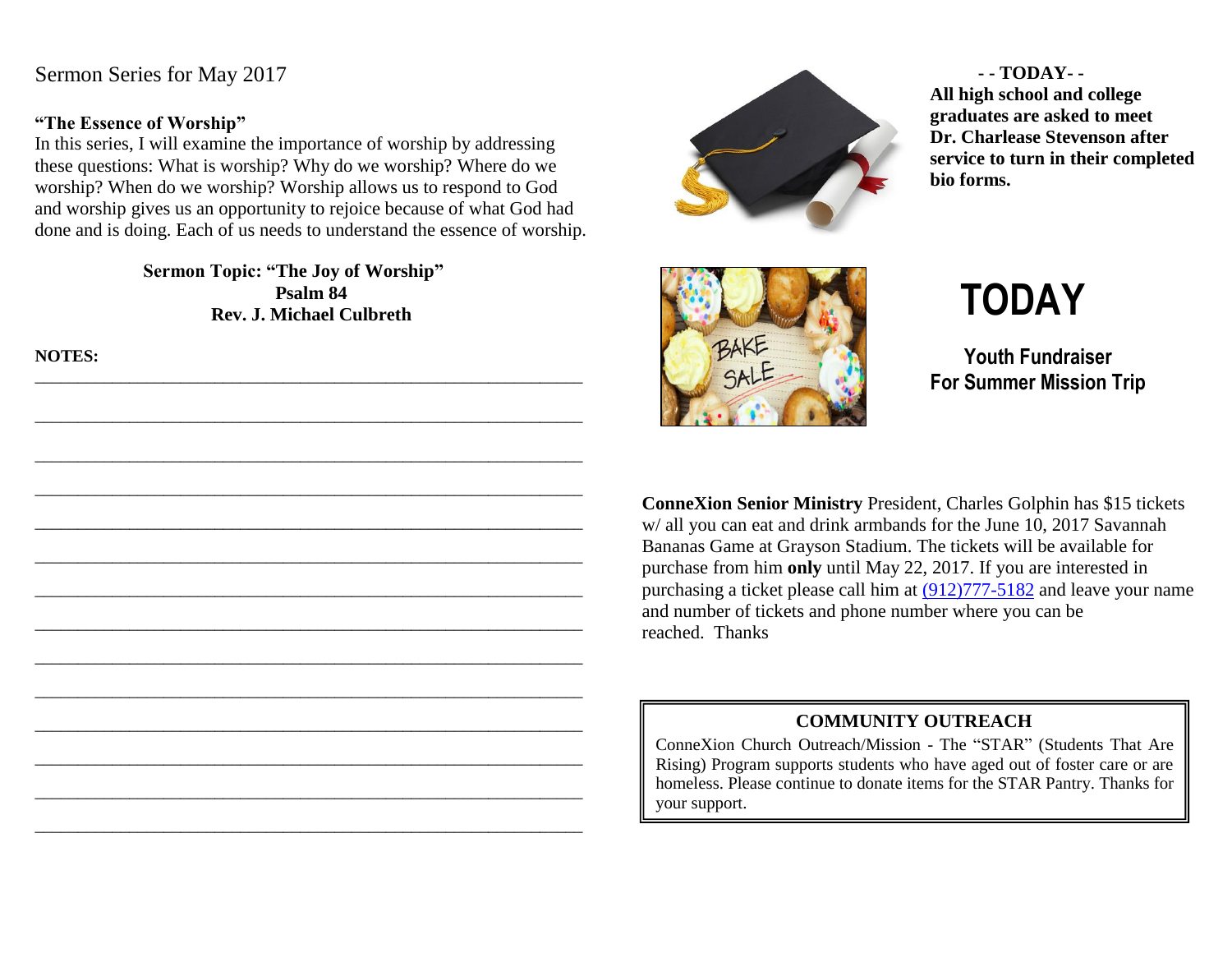Sermon Series for May 2017

**"The Essence of Worship"**

In this series, I will examine the importance of worship by addressing these questions: What is worship? Why do we worship? Where do we worship? When do we worship? Worship allows us to respond to God and worship gives us an opportunity to rejoice because of what God had done and is doing. Each of us needs to understand the essence of worship.

**Sermon Topic: "The Joy of Worship"**
**Psalm 84**
**Rev. J. Michael Culbreth**

**NOTES:**

______________________________________________________________

______________________________________________________________

______________________________________________________________

______________________________________________________________

______________________________________________________________

______________________________________________________________

______________________________________________________________

______________________________________________________________

______________________________________________________________

______________________________________________________________

______________________________________________________________

______________________________________________________________

______________________________________________________________

______________________________________________________________

**- - TODAY- -**

**All high school and college graduates are asked to meet Dr. Charlease Stevenson after service to turn in their completed bio forms.**

# TODAY

**Youth Fundraiser**
**For Summer Mission Trip**

**ConneXion Senior Ministry** President, Charles Golphin has $15 tickets w/ all you can eat and drink armbands for the June 10, 2017 Savannah Bananas Game at Grayson Stadium. The tickets will be available for purchase from him **only** until May 22, 2017. If you are interested in purchasing a ticket please call him at (912)777-5182 and leave your name and number of tickets and phone number where you can be reached. Thanks

**COMMUNITY OUTREACH**

ConneXion Church Outreach/Mission - The "STAR" (Students That Are Rising) Program supports students who have aged out of foster care or are homeless. Please continue to donate items for the STAR Pantry. Thanks for your support.